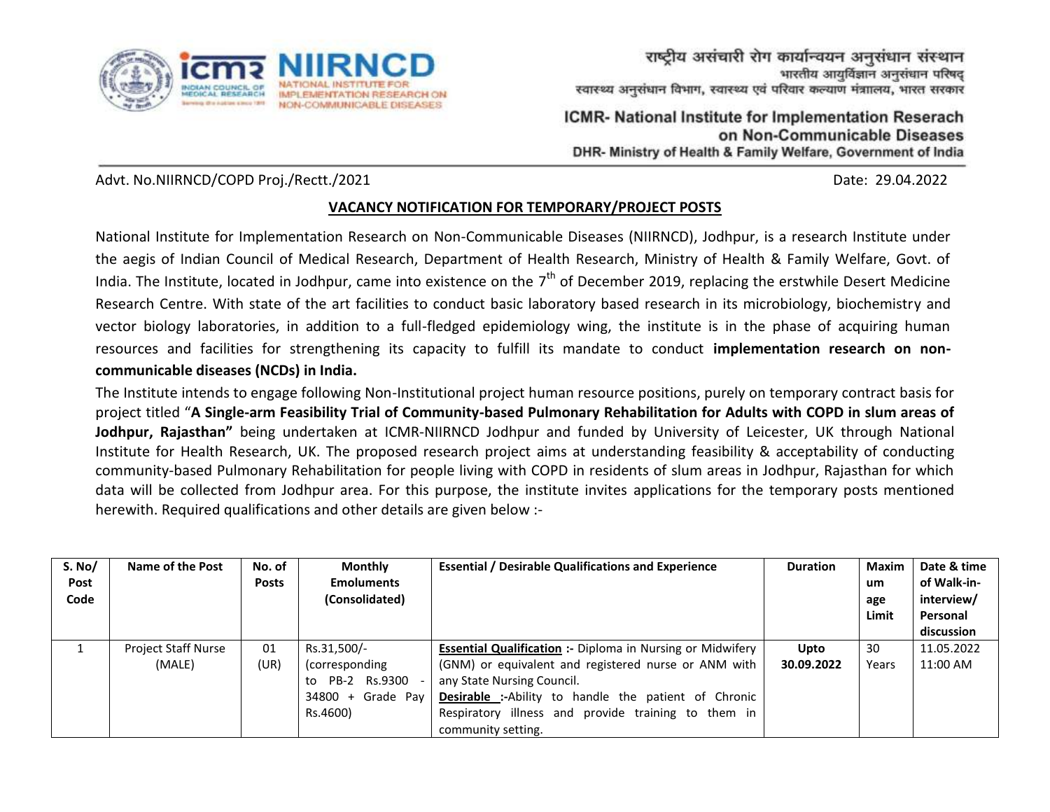राष्ट्रीय असंचारी रोग कार्यान्वयन अनुसंधान संस्थान
भारतीय आयुर्विज्ञान अनुसंधान परिषद्
स्वास्थ्य अनुसंधान विभाग, स्वास्थ्य एवं परिवार कल्याण मंत्रालय, भारत सरकार

**ICMR- National Institute for Implementation Reserach on Non-Communicable Diseases**
**DHR- Ministry of Health & Family Welfare, Government of India**

Advt. No.NIIRNCD/COPD Proj./Rectt./2021 Date: 29.04.2022

## VACANCY NOTIFICATION FOR TEMPORARY/PROJECT POSTS

National Institute for Implementation Research on Non-Communicable Diseases (NIIRNCD), Jodhpur, is a research Institute under the aegis of Indian Council of Medical Research, Department of Health Research, Ministry of Health & Family Welfare, Govt. of India. The Institute, located in Jodhpur, came into existence on the 7th of December 2019, replacing the erstwhile Desert Medicine Research Centre. With state of the art facilities to conduct basic laboratory based research in its microbiology, biochemistry and vector biology laboratories, in addition to a full-fledged epidemiology wing, the institute is in the phase of acquiring human resources and facilities for strengthening its capacity to fulfill its mandate to conduct **implementation research on non-communicable diseases (NCDs) in India.**

The Institute intends to engage following Non-Institutional project human resource positions, purely on temporary contract basis for project titled "**A Single-arm Feasibility Trial of Community-based Pulmonary Rehabilitation for Adults with COPD in slum areas of Jodhpur, Rajasthan"** being undertaken at ICMR-NIIRNCD Jodhpur and funded by University of Leicester, UK through National Institute for Health Research, UK. The proposed research project aims at understanding feasibility & acceptability of conducting community-based Pulmonary Rehabilitation for people living with COPD in residents of slum areas in Jodhpur, Rajasthan for which data will be collected from Jodhpur area. For this purpose, the institute invites applications for the temporary posts mentioned herewith. Required qualifications and other details are given below :-

| S. No/ Post Code | Name of the Post | No. of Posts | Monthly Emoluments (Consolidated) | Essential / Desirable Qualifications and Experience | Duration | Maximum age Limit | Date & time of Walk-in-interview/ Personal discussion |
|---|---|---|---|---|---|---|---|
| 1 | Project Staff Nurse (MALE) | 01 (UR) | Rs.31,500/- (corresponding to PB-2 Rs.9300 - 34800 + Grade Pay Rs.4600) | **Essential Qualification :-** Diploma in Nursing or Midwifery (GNM) or equivalent and registered nurse or ANM with any State Nursing Council.<br>**Desirable :-**Ability to handle the patient of Chronic Respiratory illness and provide training to them in community setting. | **Upto 30.09.2022** | 30 Years | 11.05.2022 11:00 AM |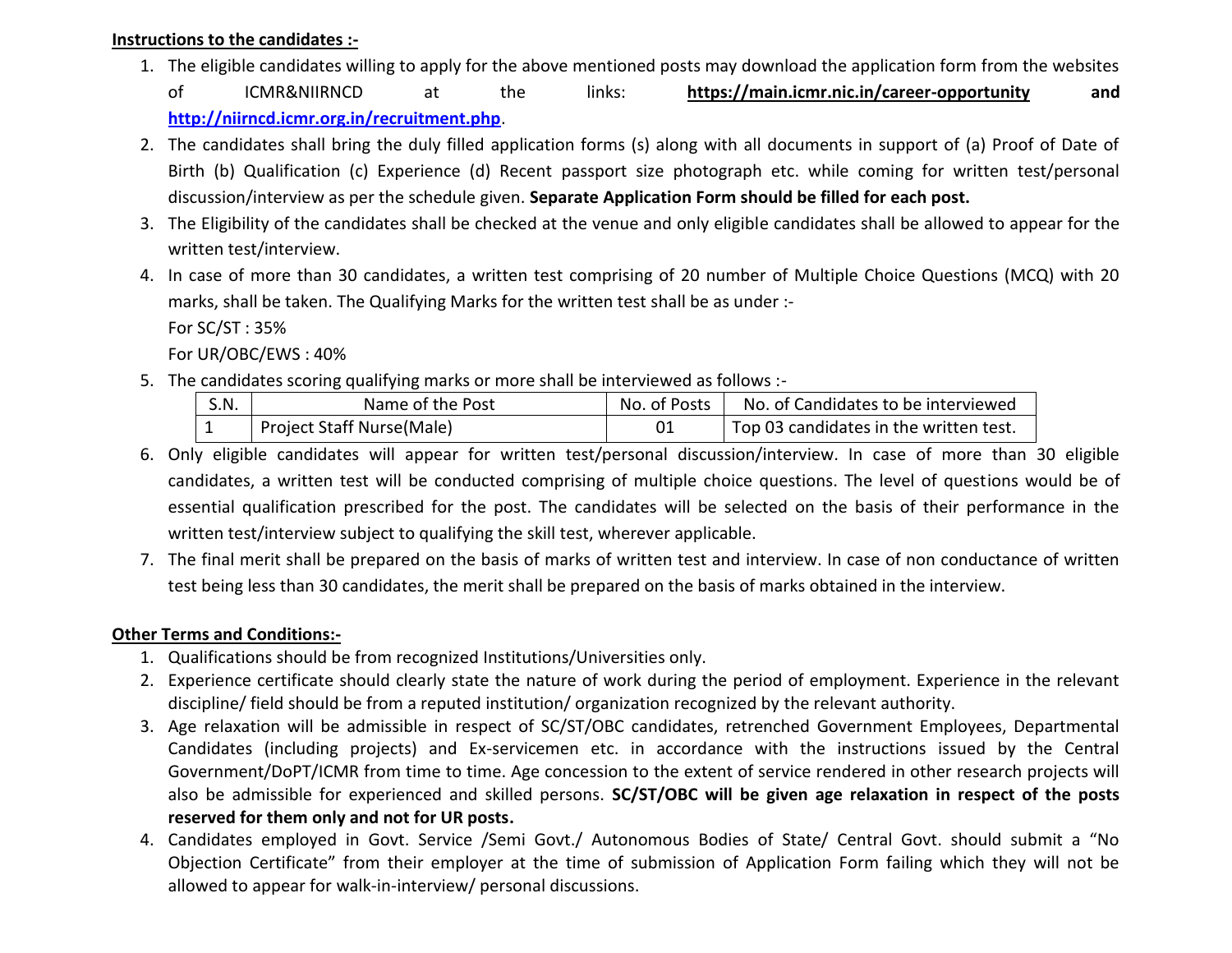**Instructions to the candidates :-**

1. The eligible candidates willing to apply for the above mentioned posts may download the application form from the websites of ICMR&NIIRNCD at the links: **https://main.icmr.nic.in/career-opportunity** and **http://niirncd.icmr.org.in/recruitment.php**.
2. The candidates shall bring the duly filled application forms (s) along with all documents in support of (a) Proof of Date of Birth (b) Qualification (c) Experience (d) Recent passport size photograph etc. while coming for written test/personal discussion/interview as per the schedule given. **Separate Application Form should be filled for each post.**
3. The Eligibility of the candidates shall be checked at the venue and only eligible candidates shall be allowed to appear for the written test/interview.
4. In case of more than 30 candidates, a written test comprising of 20 number of Multiple Choice Questions (MCQ) with 20 marks, shall be taken. The Qualifying Marks for the written test shall be as under :-
   For SC/ST : 35%
   For UR/OBC/EWS : 40%
5. The candidates scoring qualifying marks or more shall be interviewed as follows :-

| S.N. | Name of the Post | No. of Posts | No. of Candidates to be interviewed |
|---|---|---|---|
| 1 | Project Staff Nurse(Male) | 01 | Top 03 candidates in the written test. |

6. Only eligible candidates will appear for written test/personal discussion/interview. In case of more than 30 eligible candidates, a written test will be conducted comprising of multiple choice questions. The level of questions would be of essential qualification prescribed for the post. The candidates will be selected on the basis of their performance in the written test/interview subject to qualifying the skill test, wherever applicable.
7. The final merit shall be prepared on the basis of marks of written test and interview. In case of non conductance of written test being less than 30 candidates, the merit shall be prepared on the basis of marks obtained in the interview.

**Other Terms and Conditions:-**

1. Qualifications should be from recognized Institutions/Universities only.
2. Experience certificate should clearly state the nature of work during the period of employment. Experience in the relevant discipline/ field should be from a reputed institution/ organization recognized by the relevant authority.
3. Age relaxation will be admissible in respect of SC/ST/OBC candidates, retrenched Government Employees, Departmental Candidates (including projects) and Ex-servicemen etc. in accordance with the instructions issued by the Central Government/DoPT/ICMR from time to time. Age concession to the extent of service rendered in other research projects will also be admissible for experienced and skilled persons. **SC/ST/OBC will be given age relaxation in respect of the posts reserved for them only and not for UR posts.**
4. Candidates employed in Govt. Service /Semi Govt./ Autonomous Bodies of State/ Central Govt. should submit a "No Objection Certificate" from their employer at the time of submission of Application Form failing which they will not be allowed to appear for walk-in-interview/ personal discussions.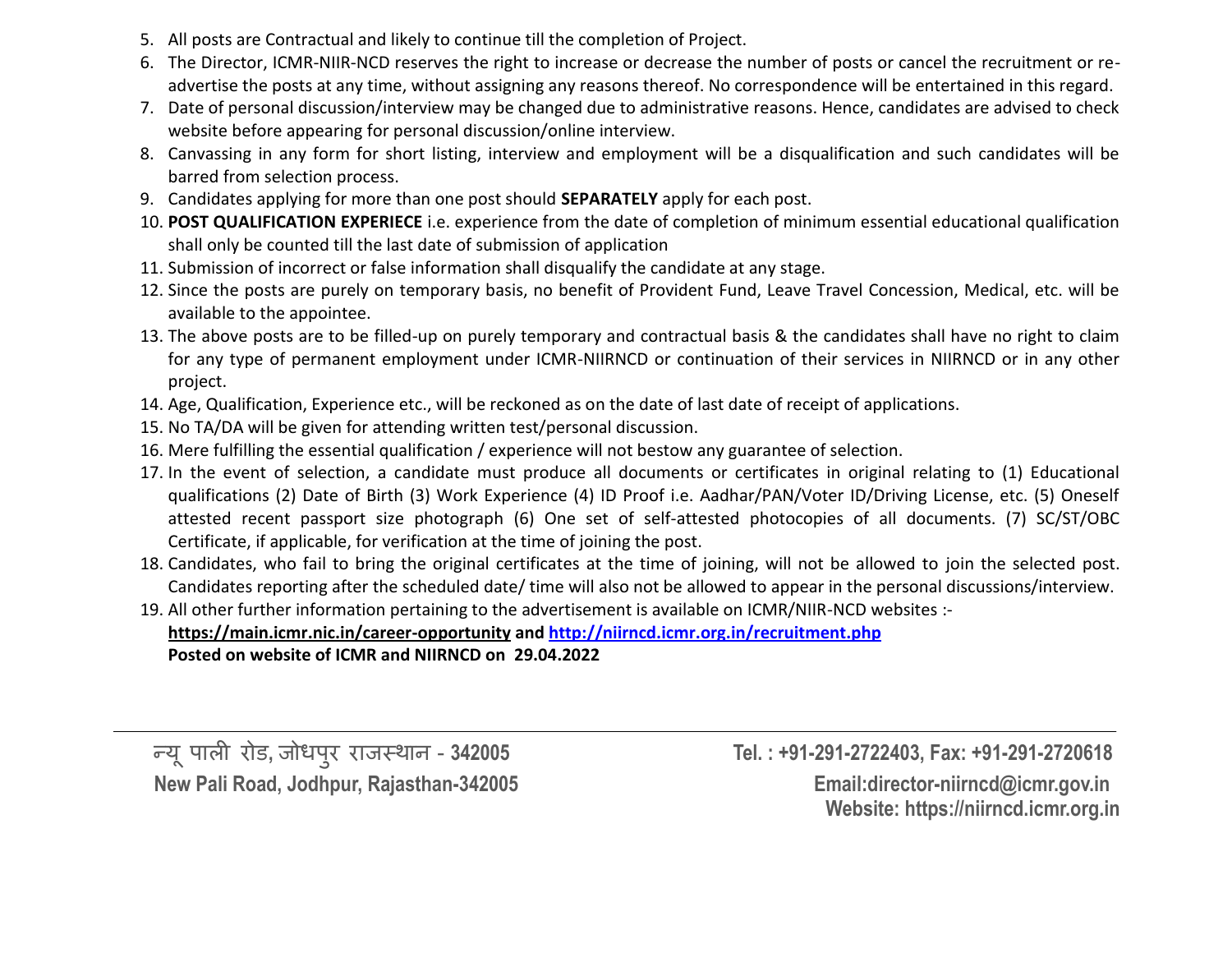5. All posts are Contractual and likely to continue till the completion of Project.
6. The Director, ICMR-NIIR-NCD reserves the right to increase or decrease the number of posts or cancel the recruitment or re-advertise the posts at any time, without assigning any reasons thereof. No correspondence will be entertained in this regard.
7. Date of personal discussion/interview may be changed due to administrative reasons. Hence, candidates are advised to check website before appearing for personal discussion/online interview.
8. Canvassing in any form for short listing, interview and employment will be a disqualification and such candidates will be barred from selection process.
9. Candidates applying for more than one post should **SEPARATELY** apply for each post.
10. **POST QUALIFICATION EXPERIECE** i.e. experience from the date of completion of minimum essential educational qualification shall only be counted till the last date of submission of application
11. Submission of incorrect or false information shall disqualify the candidate at any stage.
12. Since the posts are purely on temporary basis, no benefit of Provident Fund, Leave Travel Concession, Medical, etc. will be available to the appointee.
13. The above posts are to be filled-up on purely temporary and contractual basis & the candidates shall have no right to claim for any type of permanent employment under ICMR-NIIRNCD or continuation of their services in NIIRNCD or in any other project.
14. Age, Qualification, Experience etc., will be reckoned as on the date of last date of receipt of applications.
15. No TA/DA will be given for attending written test/personal discussion.
16. Mere fulfilling the essential qualification / experience will not bestow any guarantee of selection.
17. In the event of selection, a candidate must produce all documents or certificates in original relating to (1) Educational qualifications (2) Date of Birth (3) Work Experience (4) ID Proof i.e. Aadhar/PAN/Voter ID/Driving License, etc. (5) Oneself attested recent passport size photograph (6) One set of self-attested photocopies of all documents. (7) SC/ST/OBC Certificate, if applicable, for verification at the time of joining the post.
18. Candidates, who fail to bring the original certificates at the time of joining, will not be allowed to join the selected post. Candidates reporting after the scheduled date/ time will also not be allowed to appear in the personal discussions/interview.
19. All other further information pertaining to the advertisement is available on ICMR/NIIR-NCD websites :-
    **https://main.icmr.nic.in/career-opportunity and http://niirncd.icmr.org.in/recruitment.php**
    **Posted on website of ICMR and NIIRNCD on 29.04.2022**

न्यू पाली रोड, जोधपुर राजस्थान - **342005**
**New Pali Road, Jodhpur, Rajasthan-342005**

**Tel. : +91-291-2722403, Fax: +91-291-2720618**
**Email:director-niirncd@icmr.gov.in**
**Website: https://niirncd.icmr.org.in**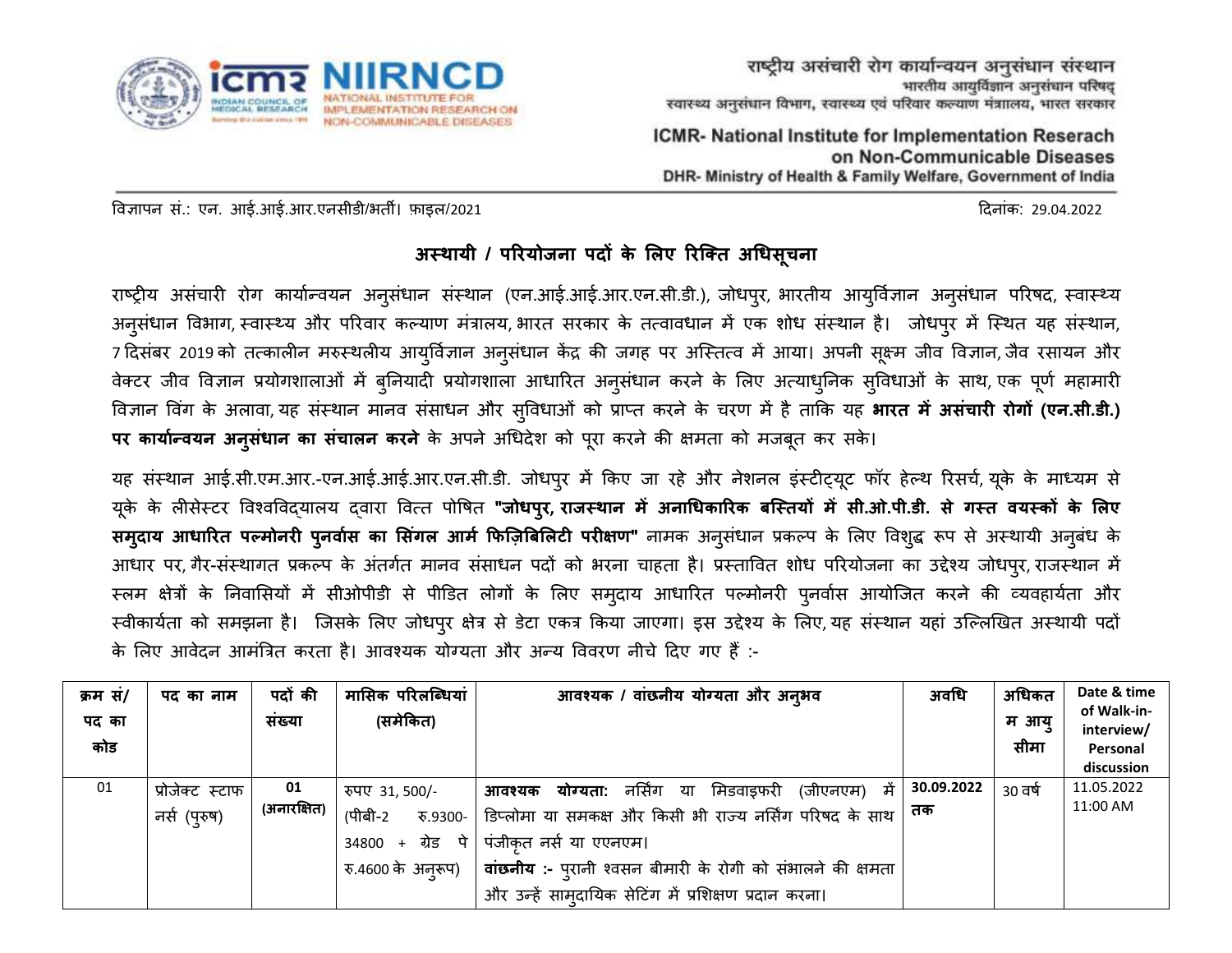राष्ट्रीय असंचारी रोग कार्यान्वयन अनुसंधान संस्थान
भारतीय आयुर्विज्ञान अनुसंधान परिषद्
स्वास्थ्य अनुसंधान विभाग, स्वास्थ्य एवं परिवार कल्याण मंत्रालय, भारत सरकार

ICMR- National Institute for Implementation Reserach on Non-Communicable Diseases
DHR- Ministry of Health & Family Welfare, Government of India

विज्ञापन सं.: एन. आई.आई.आर.एनसीडी/भर्ती। फ़ाइल/2021 | दिनांक: 29.04.2022

## अस्थायी / परियोजना पदों के लिए रिक्ति अधिसूचना

राष्ट्रीय असंचारी रोग कार्यान्वयन अनुसंधान संस्थान (एन.आई.आई.आर.एन.सी.डी.), जोधपुर, भारतीय आयुर्विज्ञान अनुसंधान परिषद, स्वास्थ्य अनुसंधान विभाग, स्वास्थ्य और परिवार कल्याण मंत्रालय, भारत सरकार के तत्वावधान में एक शोध संस्थान है। जोधपुर में स्थित यह संस्थान, 7 दिसंबर 2019 को तत्कालीन मरुस्थलीय आयुर्विज्ञान अनुसंधान केंद्र की जगह पर अस्तित्व में आया। अपनी सूक्ष्म जीव विज्ञान, जैव रसायन और वेक्टर जीव विज्ञान प्रयोगशालाओं में बुनियादी प्रयोगशाला आधारित अनुसंधान करने के लिए अत्याधुनिक सुविधाओं के साथ, एक पूर्ण महामारी विज्ञान विंग के अलावा, यह संस्थान मानव संसाधन और सुविधाओं को प्राप्त करने के चरण में है ताकि यह **भारत में असंचारी रोगों (एन.सी.डी.) पर कार्यान्वयन अनुसंधान का संचालन करने** के अपने अधिदेश को पूरा करने की क्षमता को मजबूत कर सके।

यह संस्थान आई.सी.एम.आर.-एन.आई.आई.आर.एन.सी.डी. जोधपुर में किए जा रहे और नेशनल इंस्टीट्यूट फॉर हेल्थ रिसर्च, यूके के माध्यम से यूके के लीसेस्टर विश्वविद्यालय द्वारा वित्त पोषित **"जोधपुर, राजस्थान में अनाधिकारिक बस्तियों में सी.ओ.पी.डी. से गस्त वयस्कों के लिए समुदाय आधारित पल्मोनरी पुनर्वास का सिंगल आर्म फिज़िबिलिटी परीक्षण"** नामक अनुसंधान प्रकल्प के लिए विशुद्ध रूप से अस्थायी अनुबंध के आधार पर, गैर-संस्थागत प्रकल्प के अंतर्गत मानव संसाधन पदों को भरना चाहता है। प्रस्तावित शोध परियोजना का उद्देश्य जोधपुर, राजस्थान में स्लम क्षेत्रों के निवासियों में सीओपीडी से पीडित लोगों के लिए समुदाय आधारित पल्मोनरी पुनर्वास आयोजित करने की व्यवहार्यता और स्वीकार्यता को समझना है। जिसके लिए जोधपुर क्षेत्र से डेटा एकत्र किया जाएगा। इस उद्देश्य के लिए, यह संस्थान यहां उल्लिखित अस्थायी पदों के लिए आवेदन आमंत्रित करता है। आवश्यक योग्यता और अन्य विवरण नीचे दिए गए हैं :-

| क्रम सं/ पद का कोड | पद का नाम | पदों की संख्या | मासिक परिलब्धियां (समेकित) | आवश्यक / वांछनीय योग्यता और अनुभव | अवधि | अधिकतम आयु सीमा | Date & time of Walk-in-interview/ Personal discussion |
|---|---|---|---|---|---|---|---|
| 01 | प्रोजेक्ट स्टाफ नर्स (पुरुष) | 01 (अनारक्षित) | रुपए 31, 500/- (पीबी-2 रु.9300-34800 + ग्रेड पे रु.4600 के अनुरूप) | **आवश्यक योग्यता:** नर्सिंग या मिडवाइफरी (जीएनएम) में डिप्लोमा या समकक्ष और किसी भी राज्य नर्सिंग परिषद के साथ पंजीकृत नर्स या एएनएम।<br>**वांछनीय :-** पुरानी श्वसन बीमारी के रोगी को संभालने की क्षमता और उन्हें सामुदायिक सेटिंग में प्रशिक्षण प्रदान करना। | **30.09.2022 तक** | 30 वर्ष | 11.05.2022 11:00 AM |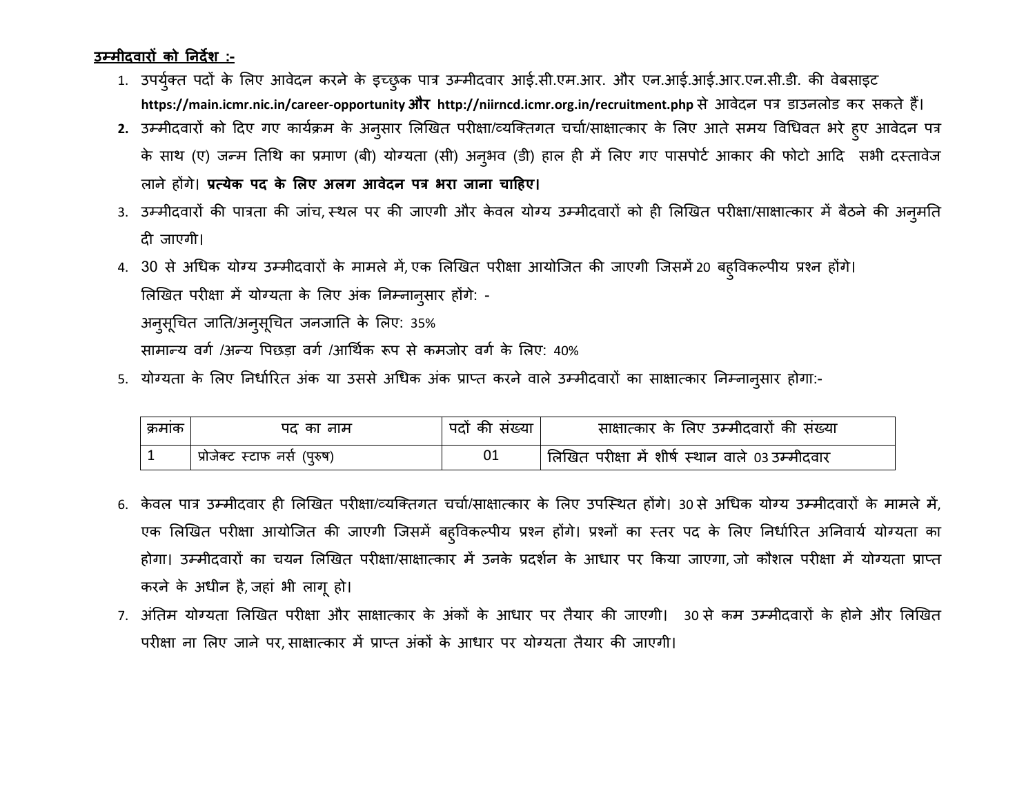**<u>उम्मीदवारों को निर्देश :-</u>**

1. उपर्युक्त पदों के लिए आवेदन करने के इच्छुक पात्र उम्मीदवार आई.सी.एम.आर. और एन.आई.आई.आर.एन.सी.डी. की वेबसाइट **https://main.icmr.nic.in/career-opportunity और http://niirncd.icmr.org.in/recruitment.php** से आवेदन पत्र डाउनलोड कर सकते हैं।
2. उम्मीदवारों को दिए गए कार्यक्रम के अनुसार लिखित परीक्षा/व्यक्तिगत चर्चा/साक्षात्कार के लिए आते समय विधिवत भरे हुए आवेदन पत्र के साथ (ए) जन्म तिथि का प्रमाण (बी) योग्यता (सी) अनुभव (डी) हाल ही में लिए गए पासपोर्ट आकार की फोटो आदि सभी दस्तावेज लाने होंगे। **प्रत्येक पद के लिए अलग आवेदन पत्र भरा जाना चाहिए।**
3. उम्मीदवारों की पात्रता की जांच, स्थल पर की जाएगी और केवल योग्य उम्मीदवारों को ही लिखित परीक्षा/साक्षात्कार में बैठने की अनुमति दी जाएगी।
4. 30 से अधिक योग्य उम्मीदवारों के मामले में, एक लिखित परीक्षा आयोजित की जाएगी जिसमें 20 बहुविकल्पीय प्रश्न होंगे।
   लिखित परीक्षा में योग्यता के लिए अंक निम्नानुसार होंगे: -
   अनुसूचित जाति/अनुसूचित जनजाति के लिए: 35%
   सामान्य वर्ग /अन्य पिछड़ा वर्ग /आर्थिक रूप से कमजोर वर्ग के लिए: 40%
5. योग्यता के लिए निर्धारित अंक या उससे अधिक अंक प्राप्त करने वाले उम्मीदवारों का साक्षात्कार निम्नानुसार होगा:-

| क्रमांक | पद का नाम | पदों की संख्या | साक्षात्कार के लिए उम्मीदवारों की संख्या |
|---|---|---|---|
| 1 | प्रोजेक्ट स्टाफ नर्स (पुरुष) | 01 | लिखित परीक्षा में शीर्ष स्थान वाले 03 उम्मीदवार |

6. केवल पात्र उम्मीदवार ही लिखित परीक्षा/व्यक्तिगत चर्चा/साक्षात्कार के लिए उपस्थित होंगे। 30 से अधिक योग्य उम्मीदवारों के मामले में, एक लिखित परीक्षा आयोजित की जाएगी जिसमें बहुविकल्पीय प्रश्न होंगे। प्रश्नों का स्तर पद के लिए निर्धारित अनिवार्य योग्यता का होगा। उम्मीदवारों का चयन लिखित परीक्षा/साक्षात्कार में उनके प्रदर्शन के आधार पर किया जाएगा, जो कौशल परीक्षा में योग्यता प्राप्त करने के अधीन है, जहां भी लागू हो।
7. अंतिम योग्यता लिखित परीक्षा और साक्षात्कार के अंकों के आधार पर तैयार की जाएगी। 30 से कम उम्मीदवारों के होने और लिखित परीक्षा ना लिए जाने पर, साक्षात्कार में प्राप्त अंकों के आधार पर योग्यता तैयार की जाएगी।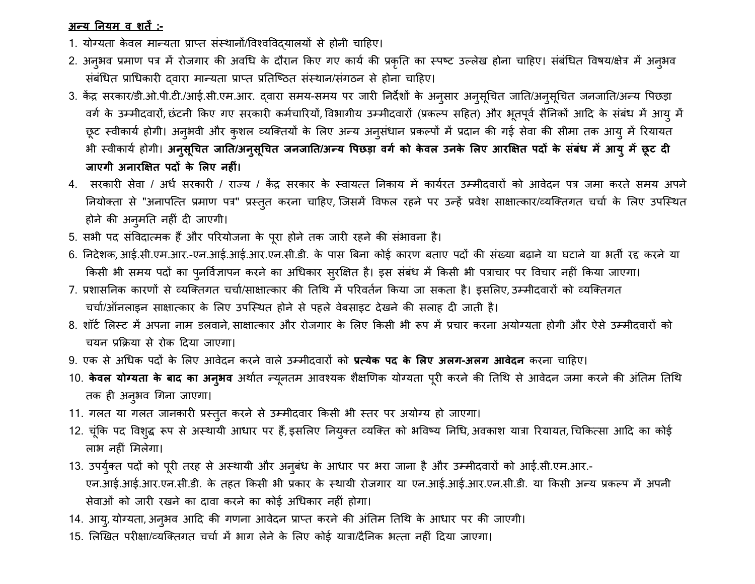**<u>अन्य नियम व शर्तें :-</u>**

1. योग्यता केवल मान्यता प्राप्त संस्थानों/विश्वविद्यालयों से होनी चाहिए।
2. अनुभव प्रमाण पत्र में रोजगार की अवधि के दौरान किए गए कार्य की प्रकृति का स्पष्ट उल्लेख होना चाहिए। संबंधित विषय/क्षेत्र में अनुभव संबंधित प्राधिकारी द्वारा मान्यता प्राप्त प्रतिष्ठित संस्थान/संगठन से होना चाहिए।
3. केंद्र सरकार/डी.ओ.पी.टी./आई.सी.एम.आर. द्वारा समय-समय पर जारी निर्देशों के अनुसार अनुसूचित जाति/अनुसूचित जनजाति/अन्य पिछड़ा वर्ग के उम्मीदवारों, छंटनी किए गए सरकारी कर्मचारियों, विभागीय उम्मीदवारों (प्रकल्प सहित) और भूतपूर्व सैनिकों आदि के संबंध में आयु में छूट स्वीकार्य होगी। अनुभवी और कुशल व्यक्तियों के लिए अन्य अनुसंधान प्रकल्पों में प्रदान की गई सेवा की सीमा तक आयु में रियायत भी स्वीकार्य होगी। **अनुसूचित जाति/अनुसूचित जनजाति/अन्य पिछड़ा वर्ग को केवल उनके लिए आरक्षित पदों के संबंध में आयु में छूट दी जाएगी अनारक्षित पदों के लिए नहीं।**
4. सरकारी सेवा / अर्ध सरकारी / राज्य / केंद्र सरकार के स्वायत्त निकाय में कार्यरत उम्मीदवारों को आवेदन पत्र जमा करते समय अपने नियोक्ता से "अनापत्ति प्रमाण पत्र" प्रस्तुत करना चाहिए, जिसमें विफल रहने पर उन्हें प्रवेश साक्षात्कार/व्यक्तिगत चर्चा के लिए उपस्थित होने की अनुमति नहीं दी जाएगी।
5. सभी पद संविदात्मक हैं और परियोजना के पूरा होने तक जारी रहने की संभावना है।
6. निदेशक, आई.सी.एम.आर.-एन.आई.आई.आर.एन.सी.डी. के पास बिना कोई कारण बताए पदों की संख्या बढ़ाने या घटाने या भर्ती रद्द करने या किसी भी समय पदों का पुनर्विज्ञापन करने का अधिकार सुरक्षित है। इस संबंध में किसी भी पत्राचार पर विचार नहीं किया जाएगा।
7. प्रशासनिक कारणों से व्यक्तिगत चर्चा/साक्षात्कार की तिथि में परिवर्तन किया जा सकता है। इसलिए, उम्मीदवारों को व्यक्तिगत चर्चा/ऑनलाइन साक्षात्कार के लिए उपस्थित होने से पहले वेबसाइट देखने की सलाह दी जाती है।
8. शॉर्ट लिस्ट में अपना नाम डलवाने, साक्षात्कार और रोजगार के लिए किसी भी रूप में प्रचार करना अयोग्यता होगी और ऐसे उम्मीदवारों को चयन प्रक्रिया से रोक दिया जाएगा।
9. एक से अधिक पदों के लिए आवेदन करने वाले उम्मीदवारों को **प्रत्येक पद के लिए अलग-अलग आवेदन** करना चाहिए।
10. **केवल योग्यता के बाद का अनुभव** अर्थात न्यूनतम आवश्यक शैक्षणिक योग्यता पूरी करने की तिथि से आवेदन जमा करने की अंतिम तिथि तक ही अनुभव गिना जाएगा।
11. गलत या गलत जानकारी प्रस्तुत करने से उम्मीदवार किसी भी स्तर पर अयोग्य हो जाएगा।
12. चूंकि पद विशुद्ध रूप से अस्थायी आधार पर हैं, इसलिए नियुक्त व्यक्ति को भविष्य निधि, अवकाश यात्रा रियायत, चिकित्सा आदि का कोई लाभ नहीं मिलेगा।
13. उपर्युक्त पदों को पूरी तरह से अस्थायी और अनुबंध के आधार पर भरा जाना है और उम्मीदवारों को आई.सी.एम.आर.-एन.आई.आई.आर.एन.सी.डी. के तहत किसी भी प्रकार के स्थायी रोजगार या एन.आई.आई.आर.एन.सी.डी. या किसी अन्य प्रकल्प में अपनी सेवाओं को जारी रखने का दावा करने का कोई अधिकार नहीं होगा।
14. आयु, योग्यता, अनुभव आदि की गणना आवेदन प्राप्त करने की अंतिम तिथि के आधार पर की जाएगी।
15. लिखित परीक्षा/व्यक्तिगत चर्चा में भाग लेने के लिए कोई यात्रा/दैनिक भत्ता नहीं दिया जाएगा।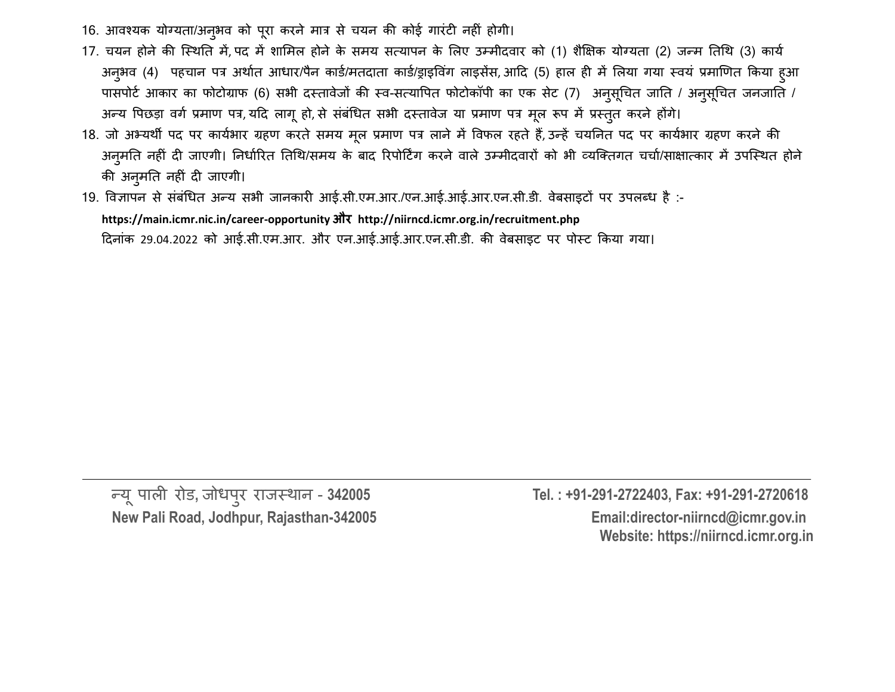16. आवश्यक योग्यता/अनुभव को पूरा करने मात्र से चयन की कोई गारंटी नहीं होगी।
17. चयन होने की स्थिति में, पद में शामिल होने के समय सत्यापन के लिए उम्मीदवार को (1) शैक्षिक योग्यता (2) जन्म तिथि (3) कार्य अनुभव (4) पहचान पत्र अर्थात आधार/पैन कार्ड/मतदाता कार्ड/ड्राइविंग लाइसेंस, आदि (5) हाल ही में लिया गया स्वयं प्रमाणित किया हुआ पासपोर्ट आकार का फोटोग्राफ (6) सभी दस्तावेजों की स्व-सत्यापित फोटोकॉपी का एक सेट (7) अनुसूचित जाति / अनुसूचित जनजाति / अन्य पिछड़ा वर्ग प्रमाण पत्र, यदि लागू हो, से संबंधित सभी दस्तावेज या प्रमाण पत्र मूल रूप में प्रस्तुत करने होंगे।
18. जो अभ्यर्थी पद पर कार्यभार ग्रहण करते समय मूल प्रमाण पत्र लाने में विफल रहते हैं, उन्हें चयनित पद पर कार्यभार ग्रहण करने की अनुमति नहीं दी जाएगी। निर्धारित तिथि/समय के बाद रिपोर्टिंग करने वाले उम्मीदवारों को भी व्यक्तिगत चर्चा/साक्षात्कार में उपस्थित होने की अनुमति नहीं दी जाएगी।
19. विज्ञापन से संबंधित अन्य सभी जानकारी आई.सी.एम.आर./एन.आई.आई.आर.एन.सी.डी. वेबसाइटों पर उपलब्ध है :-

    **https://main.icmr.nic.in/career-opportunity और http://niirncd.icmr.org.in/recruitment.php**

    दिनांक 29.04.2022 को आई.सी.एम.आर. और एन.आई.आई.आर.एन.सी.डी. की वेबसाइट पर पोस्ट किया गया।

न्यू पाली रोड, जोधपुर राजस्थान - 342005
New Pali Road, Jodhpur, Rajasthan-342005

Tel. : +91-291-2722403, Fax: +91-291-2720618
Email:director-niirncd@icmr.gov.in
Website: https://niirncd.icmr.org.in